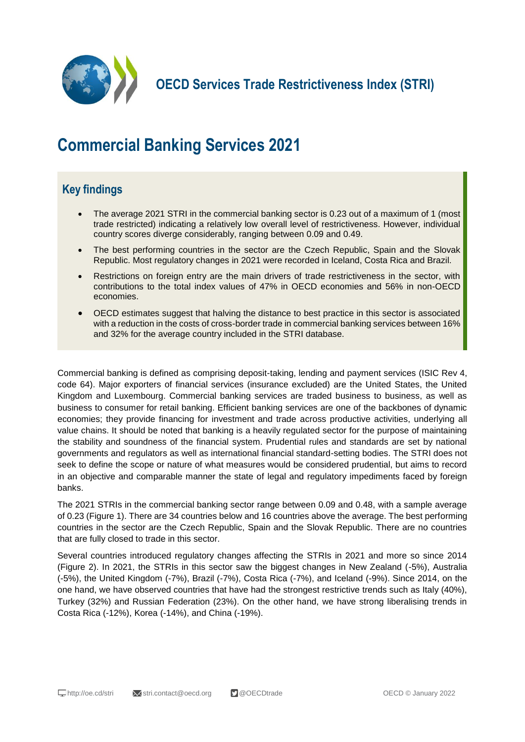# OECD Services Trade Restrictiveness Index (STRI)

# Commercial Banking Services 2021

## Key findings

- The average 2021 STRI in the commercial banking sector is 0.23 out of a maximum of 1 (most trade restricted) indicating a relatively low overall level of restrictiveness. However, individual country scores diverge considerably, ranging between 0.09 and 0.49.
- The best performing countries in the sector are the Czech Republic, Spain and the Slovak Republic. Most regulatory changes in 2021 were recorded in Iceland, Costa Rica and Brazil.
- Restrictions on foreign entry are the main drivers of trade restrictiveness in the sector, with contributions to the total index values of 47% in OECD economies and 56% in non-OECD economies.
- OECD estimates suggest that halving the distance to best practice in this sector is associated with a reduction in the costs of cross-border trade in commercial banking services between 16% and 32% for the average country included in the STRI database.

Commercial banking is defined as comprising deposit-taking, lending and payment services (ISIC Rev 4, code 64). Major exporters of financial services (insurance excluded) are the United States, the United Kingdom and Luxembourg. Commercial banking services are traded business to business, as well as business to consumer for retail banking. Efficient banking services are one of the backbones of dynamic economies; they provide financing for investment and trade across productive activities, underlying all value chains. It should be noted that banking is a heavily regulated sector for the purpose of maintaining the stability and soundness of the financial system. Prudential rules and standards are set by national governments and regulators as well as international financial standard-setting bodies. The STRI does not seek to define the scope or nature of what measures would be considered prudential, but aims to record in an objective and comparable manner the state of legal and regulatory impediments faced by foreign banks.

The 2021 STRIs in the commercial banking sector range between 0.09 and 0.48, with a sample average of 0.23 (Figure 1). There are 34 countries below and 16 countries above the average. The best performing countries in the sector are the Czech Republic, Spain and the Slovak Republic. There are no countries that are fully closed to trade in this sector.

Several countries introduced regulatory changes affecting the STRIs in 2021 and more so since 2014 (Figure 2). In 2021, the STRIs in this sector saw the biggest changes in New Zealand (-5%), Australia (-5%), the United Kingdom (-7%), Brazil (-7%), Costa Rica (-7%), and Iceland (-9%). Since 2014, on the one hand, we have observed countries that have had the strongest restrictive trends such as Italy (40%), Turkey (32%) and Russian Federation (23%). On the other hand, we have strong liberalising trends in Costa Rica (-12%), Korea (-14%), and China (-19%).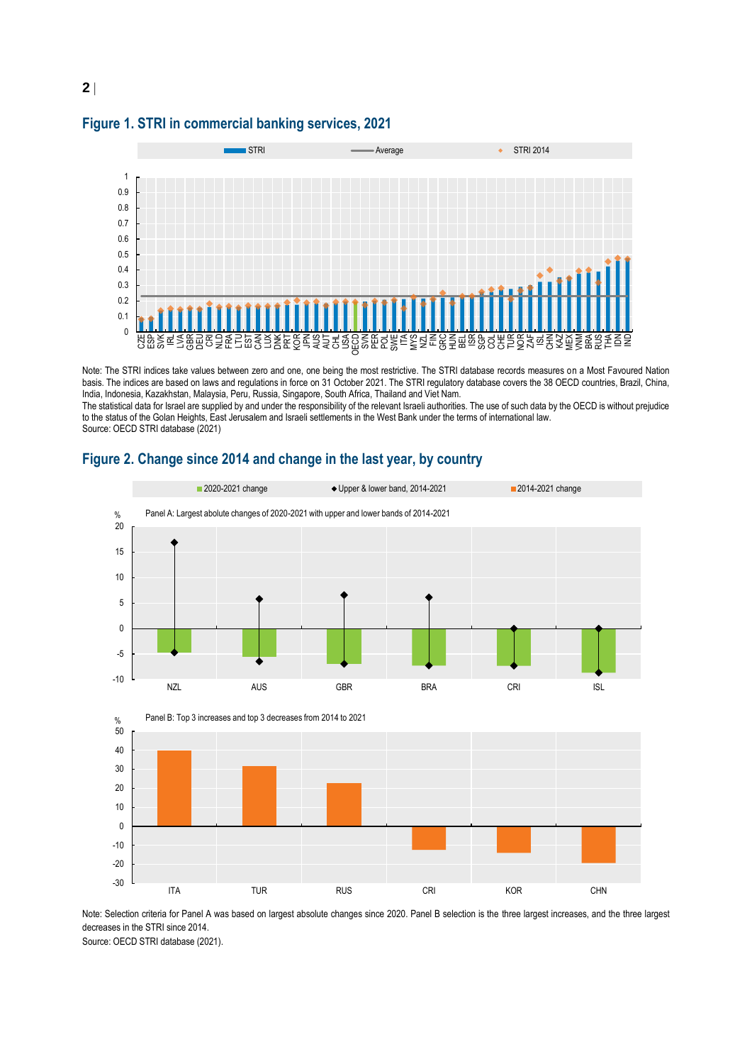## Figure 1. STRI in commercial banking services, 2021

Note: The STRI indices take values between zero and one, one being the most restrictive. The STRI database records measures on a Most Favoured Nation basis. The indices are based on laws and regulations in force on 31 October 2021. The STRI regulatory database covers the 38 OECD countries, Brazil, China, India, Indonesia, Kazakhstan, Malaysia, Peru, Russia, Singapore, South Africa, Thailand and Viet Nam.

The statistical data for Israel are supplied by and under the responsibility of the relevant Israeli authorities. The use of such data by the OECD is without prejudice to the status of the Golan Heights, East Jerusalem and Israeli settlements in the West Bank under the terms of international law.

Source: OECD STRI database (2021)

## Figure 2. Change since 2014 and change in the last year, by country

Note: Selection criteria for Panel A was based on largest absolute changes since 2020. Panel B selection is the three largest increases, and the three largest decreases in the STRI since 2014.

Source: OECD STRI database (2021).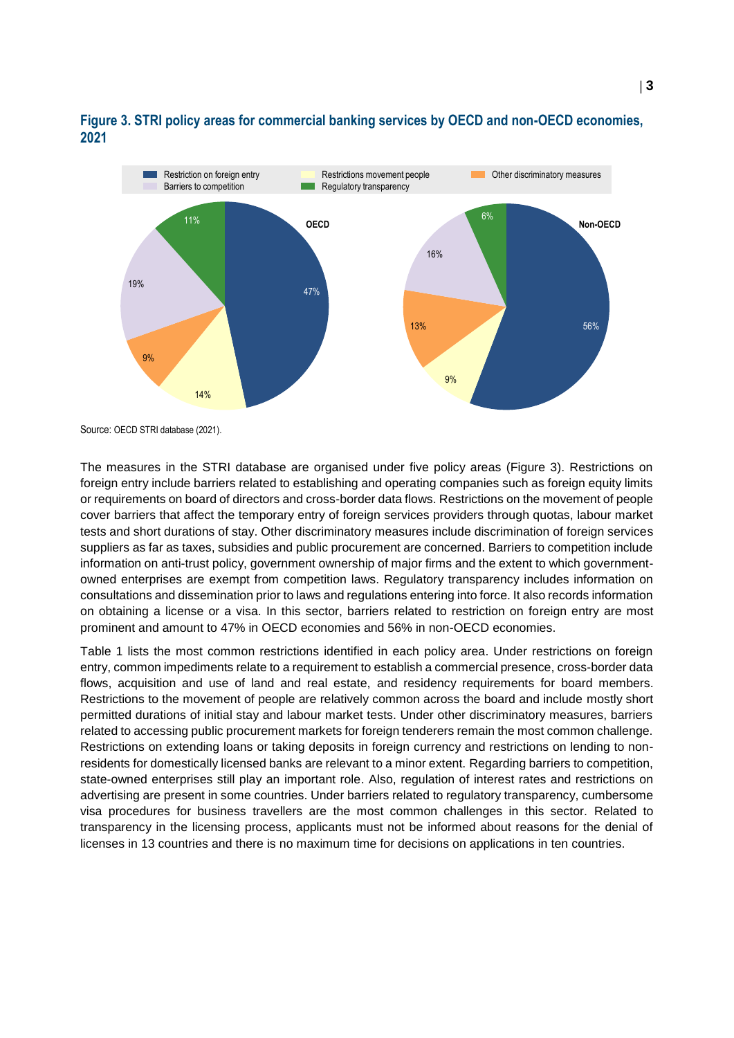**Figure 3. STRI policy areas for commercial banking services by OECD and non-OECD economies, 2021**

Source: OECD STRI database (2021).

The measures in the STRI database are organised under five policy areas (Figure 3). Restrictions on foreign entry include barriers related to establishing and operating companies such as foreign equity limits or requirements on board of directors and cross-border data flows. Restrictions on the movement of people cover barriers that affect the temporary entry of foreign services providers through quotas, labour market tests and short durations of stay. Other discriminatory measures include discrimination of foreign services suppliers as far as taxes, subsidies and public procurement are concerned. Barriers to competition include information on anti-trust policy, government ownership of major firms and the extent to which government-owned enterprises are exempt from competition laws. Regulatory transparency includes information on consultations and dissemination prior to laws and regulations entering into force. It also records information on obtaining a license or a visa. In this sector, barriers related to restriction on foreign entry are most prominent and amount to 47% in OECD economies and 56% in non-OECD economies.

Table 1 lists the most common restrictions identified in each policy area. Under restrictions on foreign entry, common impediments relate to a requirement to establish a commercial presence, cross-border data flows, acquisition and use of land and real estate, and residency requirements for board members. Restrictions to the movement of people are relatively common across the board and include mostly short permitted durations of initial stay and labour market tests. Under other discriminatory measures, barriers related to accessing public procurement markets for foreign tenderers remain the most common challenge. Restrictions on extending loans or taking deposits in foreign currency and restrictions on lending to non-residents for domestically licensed banks are relevant to a minor extent. Regarding barriers to competition, state-owned enterprises still play an important role. Also, regulation of interest rates and restrictions on advertising are present in some countries. Under barriers related to regulatory transparency, cumbersome visa procedures for business travellers are the most common challenges in this sector. Related to transparency in the licensing process, applicants must not be informed about reasons for the denial of licenses in 13 countries and there is no maximum time for decisions on applications in ten countries.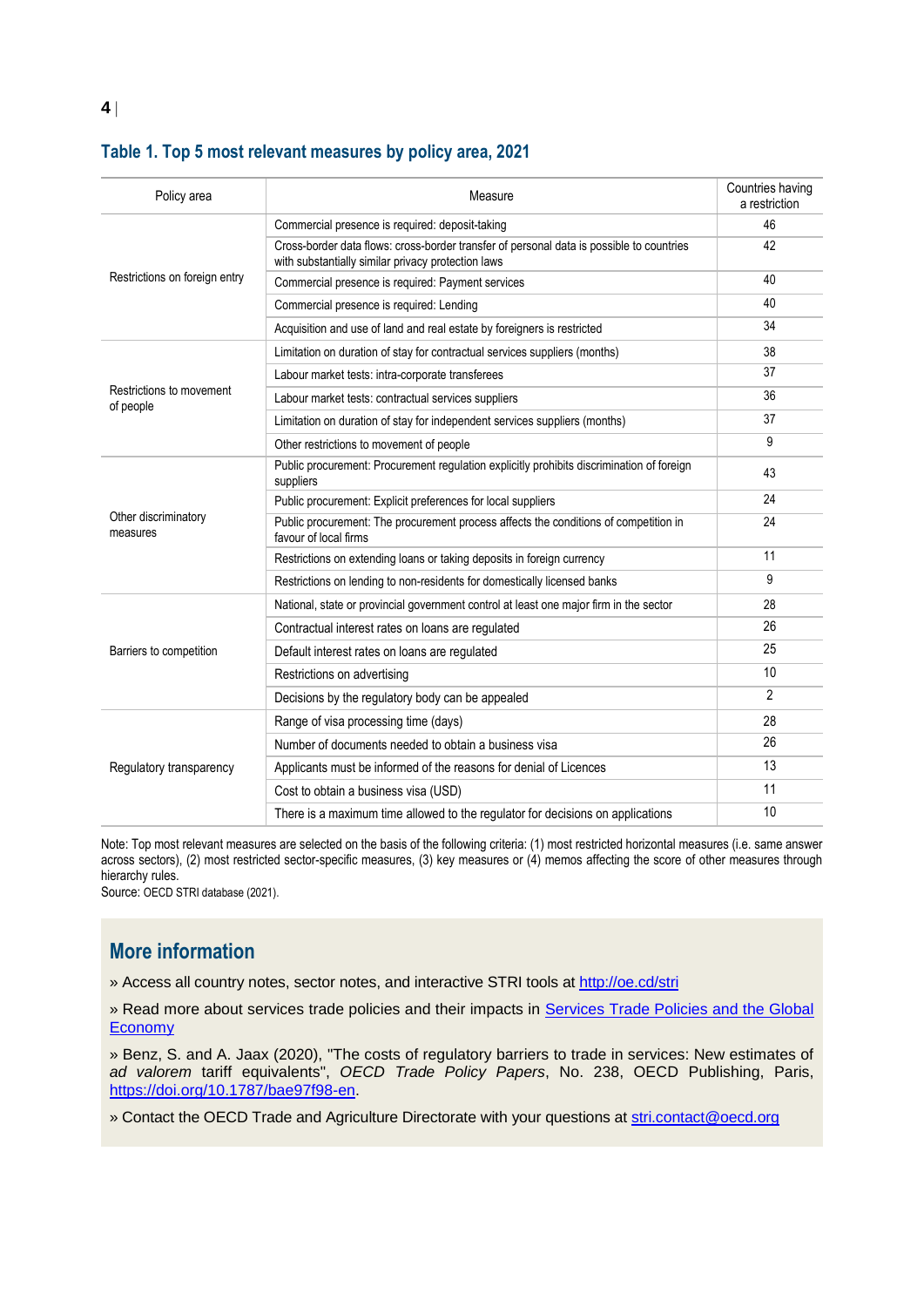## Table 1. Top 5 most relevant measures by policy area, 2021

| Policy area | Measure | Countries having a restriction |
|---|---|---|
| Restrictions on foreign entry | Commercial presence is required: deposit-taking | 46 |
| | Cross-border data flows: cross-border transfer of personal data is possible to countries with substantially similar privacy protection laws | 42 |
| | Commercial presence is required: Payment services | 40 |
| | Commercial presence is required: Lending | 40 |
| | Acquisition and use of land and real estate by foreigners is restricted | 34 |
| Restrictions to movement of people | Limitation on duration of stay for contractual services suppliers (months) | 38 |
| | Labour market tests: intra-corporate transferees | 37 |
| | Labour market tests: contractual services suppliers | 36 |
| | Limitation on duration of stay for independent services suppliers (months) | 37 |
| | Other restrictions to movement of people | 9 |
| Other discriminatory measures | Public procurement: Procurement regulation explicitly prohibits discrimination of foreign suppliers | 43 |
| | Public procurement: Explicit preferences for local suppliers | 24 |
| | Public procurement: The procurement process affects the conditions of competition in favour of local firms | 24 |
| | Restrictions on extending loans or taking deposits in foreign currency | 11 |
| | Restrictions on lending to non-residents for domestically licensed banks | 9 |
| Barriers to competition | National, state or provincial government control at least one major firm in the sector | 28 |
| | Contractual interest rates on loans are regulated | 26 |
| | Default interest rates on loans are regulated | 25 |
| | Restrictions on advertising | 10 |
| | Decisions by the regulatory body can be appealed | 2 |
| Regulatory transparency | Range of visa processing time (days) | 28 |
| | Number of documents needed to obtain a business visa | 26 |
| | Applicants must be informed of the reasons for denial of Licences | 13 |
| | Cost to obtain a business visa (USD) | 11 |
| | There is a maximum time allowed to the regulator for decisions on applications | 10 |

Note: Top most relevant measures are selected on the basis of the following criteria: (1) most restricted horizontal measures (i.e. same answer across sectors), (2) most restricted sector-specific measures, (3) key measures or (4) memos affecting the score of other measures through hierarchy rules.
Source: OECD STRI database (2021).

## More information

» Access all country notes, sector notes, and interactive STRI tools at http://oe.cd/stri

» Read more about services trade policies and their impacts in Services Trade Policies and the Global Economy

» Benz, S. and A. Jaax (2020), "The costs of regulatory barriers to trade in services: New estimates of *ad valorem* tariff equivalents", *OECD Trade Policy Papers*, No. 238, OECD Publishing, Paris, https://doi.org/10.1787/bae97f98-en.

» Contact the OECD Trade and Agriculture Directorate with your questions at stri.contact@oecd.org